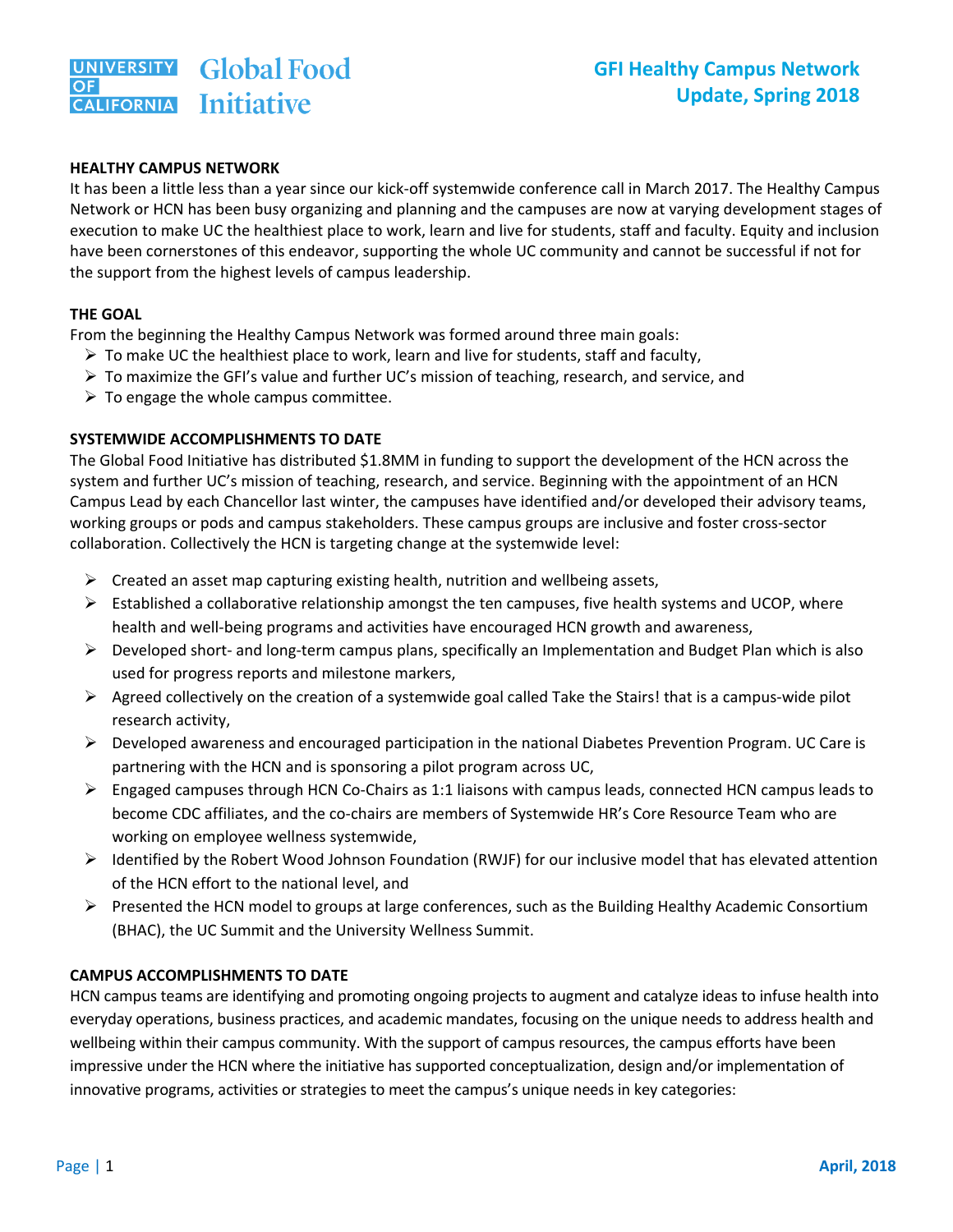# University of California Global Food Initiative

## GFI Healthy Campus Network Update, Spring 2018

### HEALTHY CAMPUS NETWORK

It has been a little less than a year since our kick-off systemwide conference call in March 2017. The Healthy Campus Network or HCN has been busy organizing and planning and the campuses are now at varying development stages of execution to make UC the healthiest place to work, learn and live for students, staff and faculty. Equity and inclusion have been cornerstones of this endeavor, supporting the whole UC community and cannot be successful if not for the support from the highest levels of campus leadership.

### THE GOAL

From the beginning the Healthy Campus Network was formed around three main goals:

- To make UC the healthiest place to work, learn and live for students, staff and faculty,
- To maximize the GFI's value and further UC's mission of teaching, research, and service, and
- To engage the whole campus committee.

### SYSTEMWIDE ACCOMPLISHMENTS TO DATE

The Global Food Initiative has distributed $1.8MM in funding to support the development of the HCN across the system and further UC's mission of teaching, research, and service. Beginning with the appointment of an HCN Campus Lead by each Chancellor last winter, the campuses have identified and/or developed their advisory teams, working groups or pods and campus stakeholders. These campus groups are inclusive and foster cross-sector collaboration. Collectively the HCN is targeting change at the systemwide level:

- Created an asset map capturing existing health, nutrition and wellbeing assets,
- Established a collaborative relationship amongst the ten campuses, five health systems and UCOP, where health and well-being programs and activities have encouraged HCN growth and awareness,
- Developed short- and long-term campus plans, specifically an Implementation and Budget Plan which is also used for progress reports and milestone markers,
- Agreed collectively on the creation of a systemwide goal called Take the Stairs! that is a campus-wide pilot research activity,
- Developed awareness and encouraged participation in the national Diabetes Prevention Program. UC Care is partnering with the HCN and is sponsoring a pilot program across UC,
- Engaged campuses through HCN Co-Chairs as 1:1 liaisons with campus leads, connected HCN campus leads to become CDC affiliates, and the co-chairs are members of Systemwide HR's Core Resource Team who are working on employee wellness systemwide,
- Identified by the Robert Wood Johnson Foundation (RWJF) for our inclusive model that has elevated attention of the HCN effort to the national level, and
- Presented the HCN model to groups at large conferences, such as the Building Healthy Academic Consortium (BHAC), the UC Summit and the University Wellness Summit.

### CAMPUS ACCOMPLISHMENTS TO DATE

HCN campus teams are identifying and promoting ongoing projects to augment and catalyze ideas to infuse health into everyday operations, business practices, and academic mandates, focusing on the unique needs to address health and wellbeing within their campus community. With the support of campus resources, the campus efforts have been impressive under the HCN where the initiative has supported conceptualization, design and/or implementation of innovative programs, activities or strategies to meet the campus's unique needs in key categories: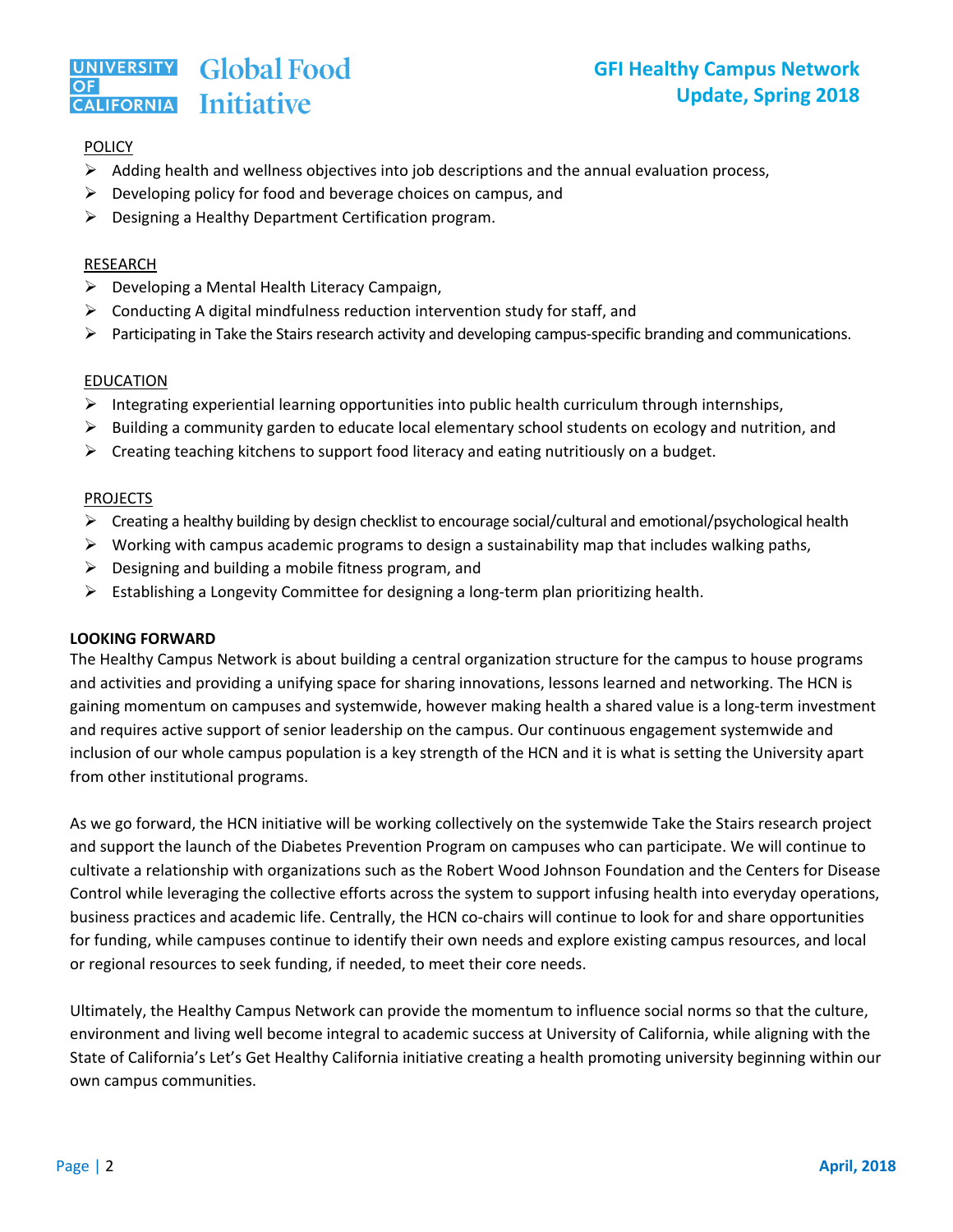POLICY

- Adding health and wellness objectives into job descriptions and the annual evaluation process,
- Developing policy for food and beverage choices on campus, and
- Designing a Healthy Department Certification program.

RESEARCH

- Developing a Mental Health Literacy Campaign,
- Conducting A digital mindfulness reduction intervention study for staff, and
- Participating in Take the Stairs research activity and developing campus-specific branding and communications.

EDUCATION

- Integrating experiential learning opportunities into public health curriculum through internships,
- Building a community garden to educate local elementary school students on ecology and nutrition, and
- Creating teaching kitchens to support food literacy and eating nutritiously on a budget.

PROJECTS

- Creating a healthy building by design checklist to encourage social/cultural and emotional/psychological health
- Working with campus academic programs to design a sustainability map that includes walking paths,
- Designing and building a mobile fitness program, and
- Establishing a Longevity Committee for designing a long-term plan prioritizing health.

**LOOKING FORWARD**

The Healthy Campus Network is about building a central organization structure for the campus to house programs and activities and providing a unifying space for sharing innovations, lessons learned and networking. The HCN is gaining momentum on campuses and systemwide, however making health a shared value is a long-term investment and requires active support of senior leadership on the campus. Our continuous engagement systemwide and inclusion of our whole campus population is a key strength of the HCN and it is what is setting the University apart from other institutional programs.

As we go forward, the HCN initiative will be working collectively on the systemwide Take the Stairs research project and support the launch of the Diabetes Prevention Program on campuses who can participate. We will continue to cultivate a relationship with organizations such as the Robert Wood Johnson Foundation and the Centers for Disease Control while leveraging the collective efforts across the system to support infusing health into everyday operations, business practices and academic life. Centrally, the HCN co-chairs will continue to look for and share opportunities for funding, while campuses continue to identify their own needs and explore existing campus resources, and local or regional resources to seek funding, if needed, to meet their core needs.

Ultimately, the Healthy Campus Network can provide the momentum to influence social norms so that the culture, environment and living well become integral to academic success at University of California, while aligning with the State of California's Let's Get Healthy California initiative creating a health promoting university beginning within our own campus communities.